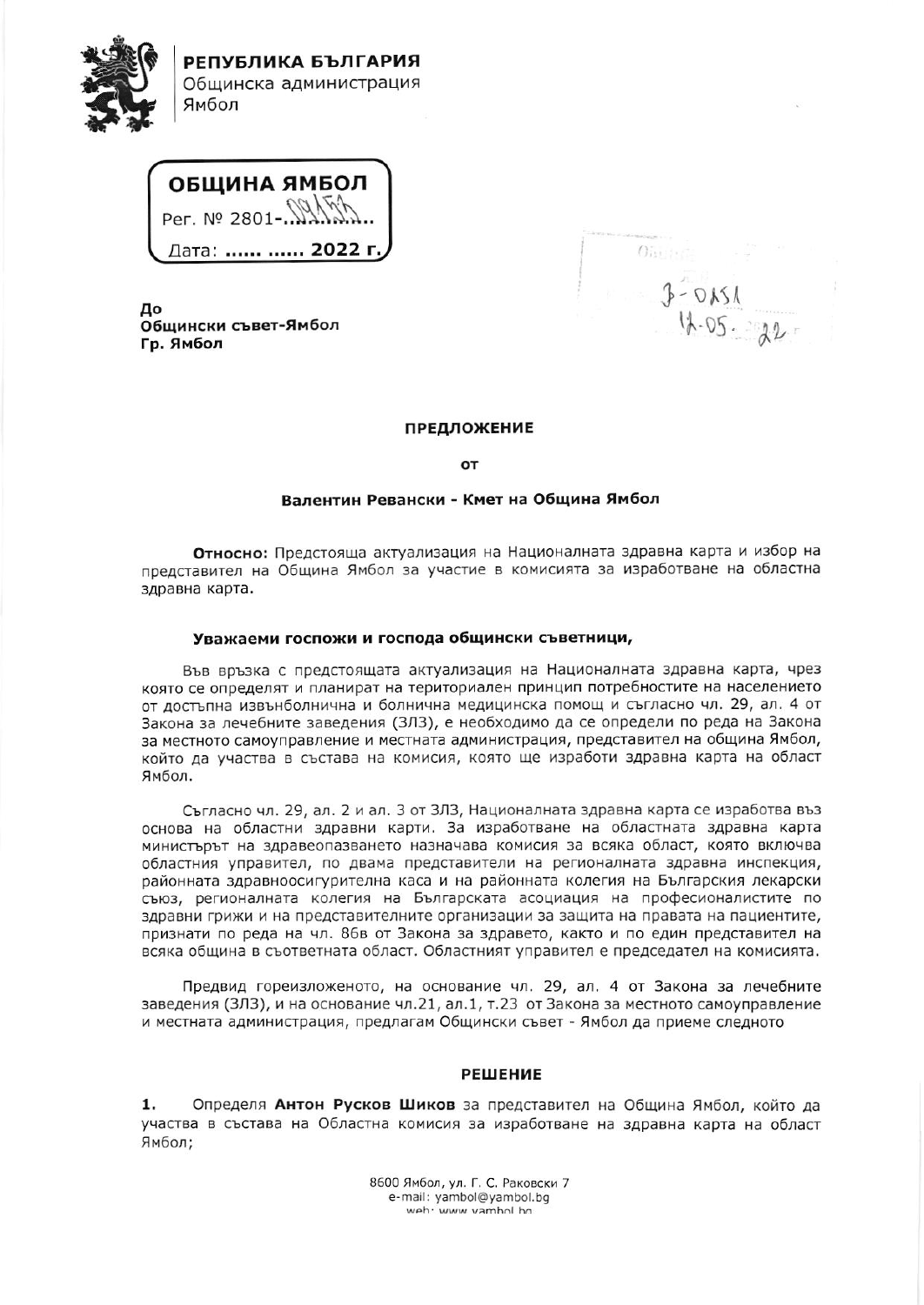**РЕПУБЛИКА БЪЛГАРИЯ**
Общинска администрация
Ямбол

**ОБЩИНА ЯМБОЛ**
Рег. № 2801-..........
Дата: ...... ...... 2022 г.

3-0151
12-05-2022

**До**
**Общински съвет-Ямбол**
**Гр. Ямбол**

## ПРЕДЛОЖЕНИЕ

**от**

**Валентин Ревански - Кмет на Община Ямбол**

**Относно:** Предстояща актуализация на Националната здравна карта и избор на представител на Община Ямбол за участие в комисията за изработване на областна здравна карта.

**Уважаеми госпожи и господа общински съветници,**

Във връзка с предстоящата актуализация на Националната здравна карта, чрез която се определят и планират на териториален принцип потребностите на населението от достъпна извънболнична и болнична медицинска помощ и съгласно чл. 29, ал. 4 от Закона за лечебните заведения (ЗЛЗ), е необходимо да се определи по реда на Закона за местното самоуправление и местната администрация, представител на община Ямбол, който да участва в състава на комисия, която ще изработи здравна карта на област Ямбол.

Съгласно чл. 29, ал. 2 и ал. 3 от ЗЛЗ, Националната здравна карта се изработва въз основа на областни здравни карти. За изработване на областната здравна карта министърът на здравеопазването назначава комисия за всяка област, която включва областния управител, по двама представители на регионалната здравна инспекция, районната здравноосигурителна каса и на районната колегия на Българския лекарски съюз, регионалната колегия на Българската асоциация на професионалистите по здравни грижи и на представителните организации за защита на правата на пациентите, признати по реда на чл. 86в от Закона за здравето, както и по един представител на всяка община в съответната област. Областният управител е председател на комисията.

Предвид гореизложеното, на основание чл. 29, ал. 4 от Закона за лечебните заведения (ЗЛЗ), и на основание чл.21, ал.1, т.23 от Закона за местното самоуправление и местната администрация, предлагам Общински съвет - Ямбол да приеме следното

## РЕШЕНИЕ

1. Определя **Антон Русков Шиков** за представител на Община Ямбол, който да участва в състава на Областна комисия за изработване на здравна карта на област Ямбол;

8600 Ямбол, ул. Г. С. Раковски 7
e-mail: yambol@yambol.bg
web: www.yambol.bg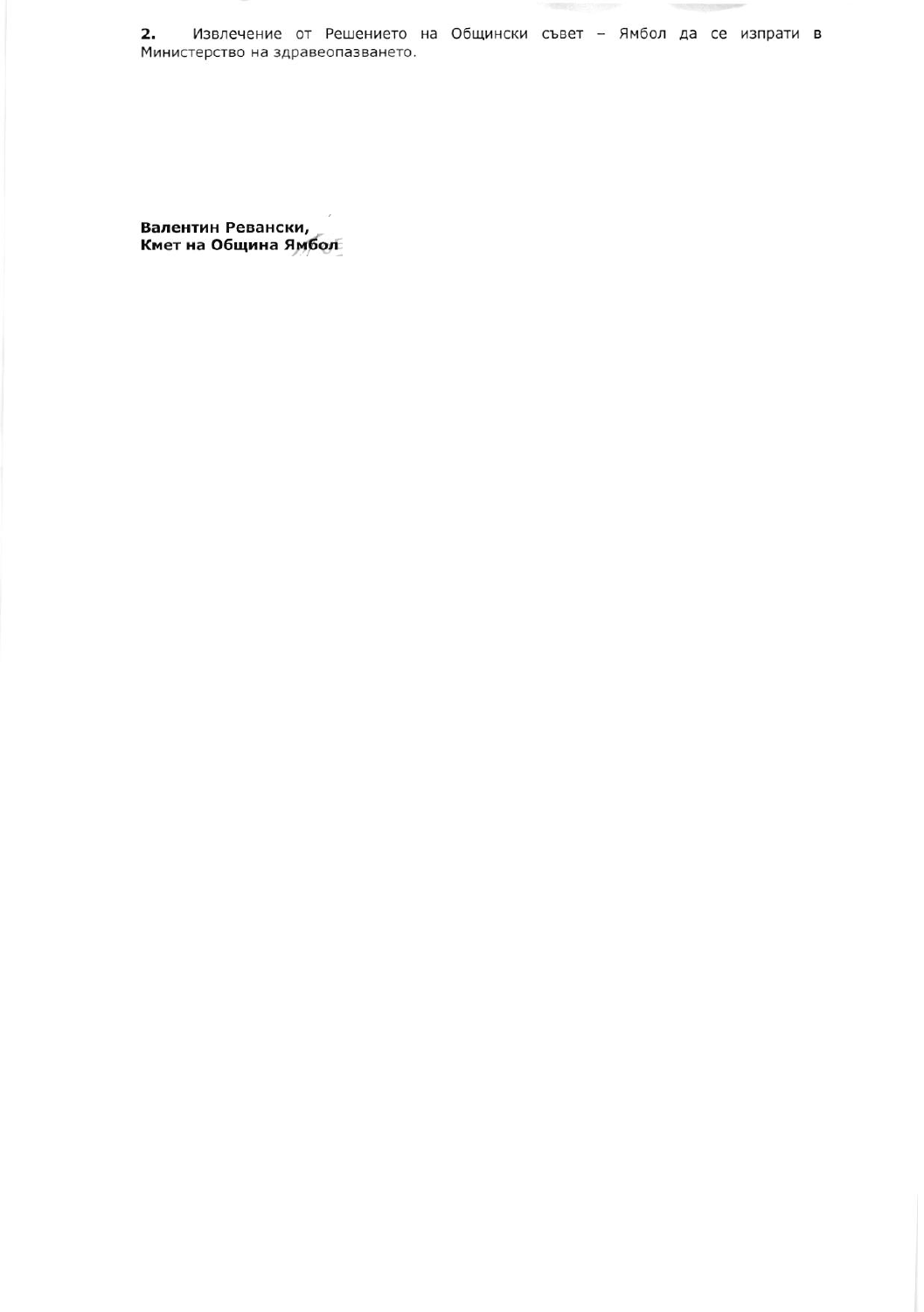**2.** Извлечение от Решението на Общински съвет – Ямбол да се изпрати в Министерство на здравеопазването.

**Валентин Ревански,**
**Кмет на Община Ямбол**